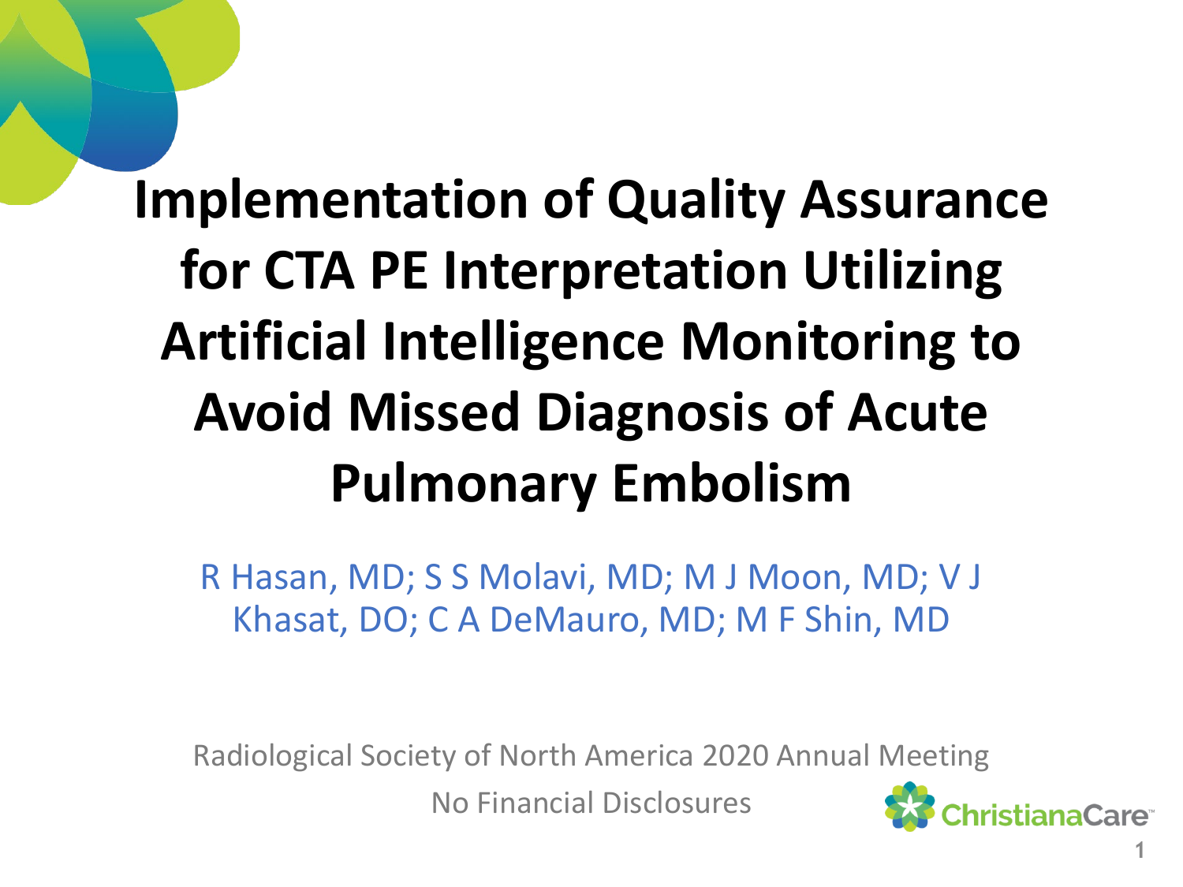# Implementation of Quality Assurance for CTA PE Interpretation Utilizing Artificial Intelligence Monitoring to Avoid Missed Diagnosis of Acute Pulmonary Embolism

R Hasan, MD; S S Molavi, MD; M J Moon, MD; V J Khasat, DO; C A DeMauro, MD; M F Shin, MD

Radiological Society of North America 2020 Annual Meeting

No Financial Disclosures

ChristianaCare™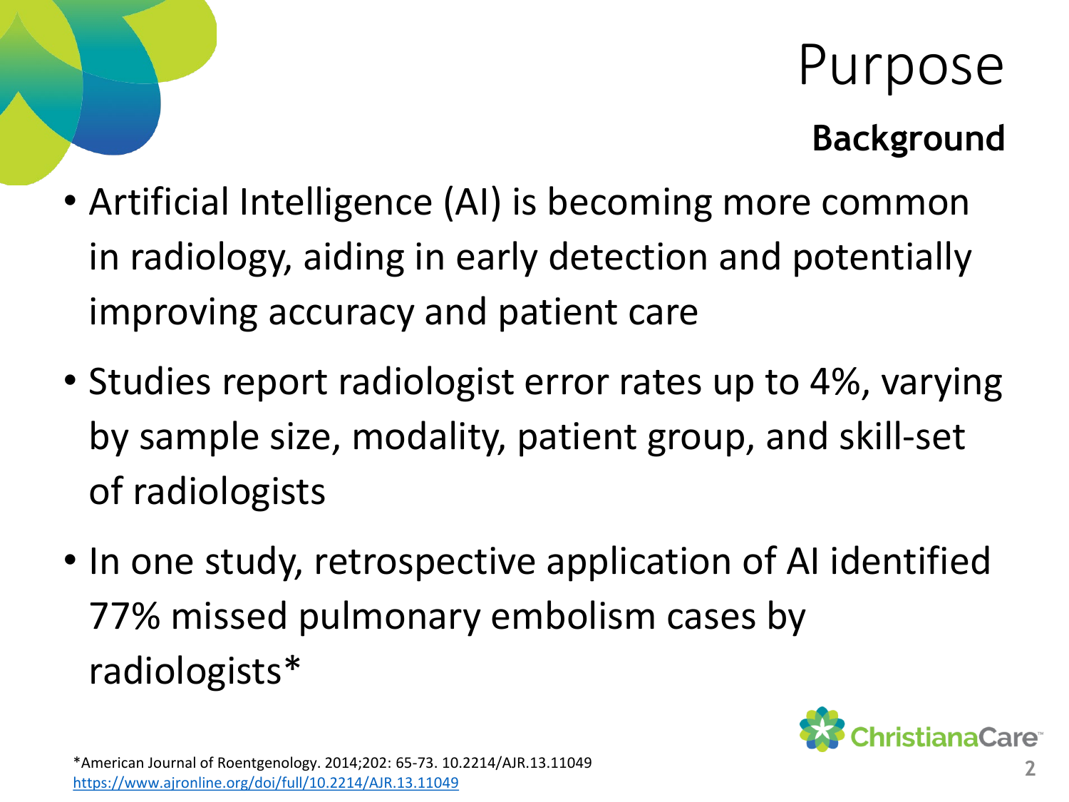# Purpose

## Background

- Artificial Intelligence (AI) is becoming more common in radiology, aiding in early detection and potentially improving accuracy and patient care
- Studies report radiologist error rates up to 4%, varying by sample size, modality, patient group, and skill-set of radiologists
- In one study, retrospective application of AI identified 77% missed pulmonary embolism cases by radiologists*

*American Journal of Roentgenology. 2014;202: 65-73. 10.2214/AJR.13.11049
https://www.ajronline.org/doi/full/10.2214/AJR.13.11049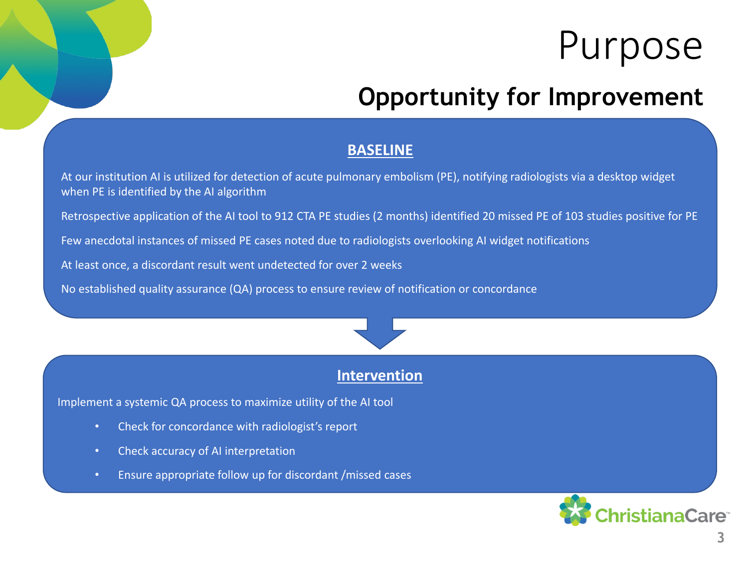# Purpose

## Opportunity for Improvement

**BASELINE**

At our institution AI is utilized for detection of acute pulmonary embolism (PE), notifying radiologists via a desktop widget when PE is identified by the AI algorithm

Retrospective application of the AI tool to 912 CTA PE studies (2 months) identified 20 missed PE of 103 studies positive for PE

Few anecdotal instances of missed PE cases noted due to radiologists overlooking AI widget notifications

At least once, a discordant result went undetected for over 2 weeks

No established quality assurance (QA) process to ensure review of notification or concordance

**Intervention**

Implement a systemic QA process to maximize utility of the AI tool

- Check for concordance with radiologist's report
- Check accuracy of AI interpretation
- Ensure appropriate follow up for discordant /missed cases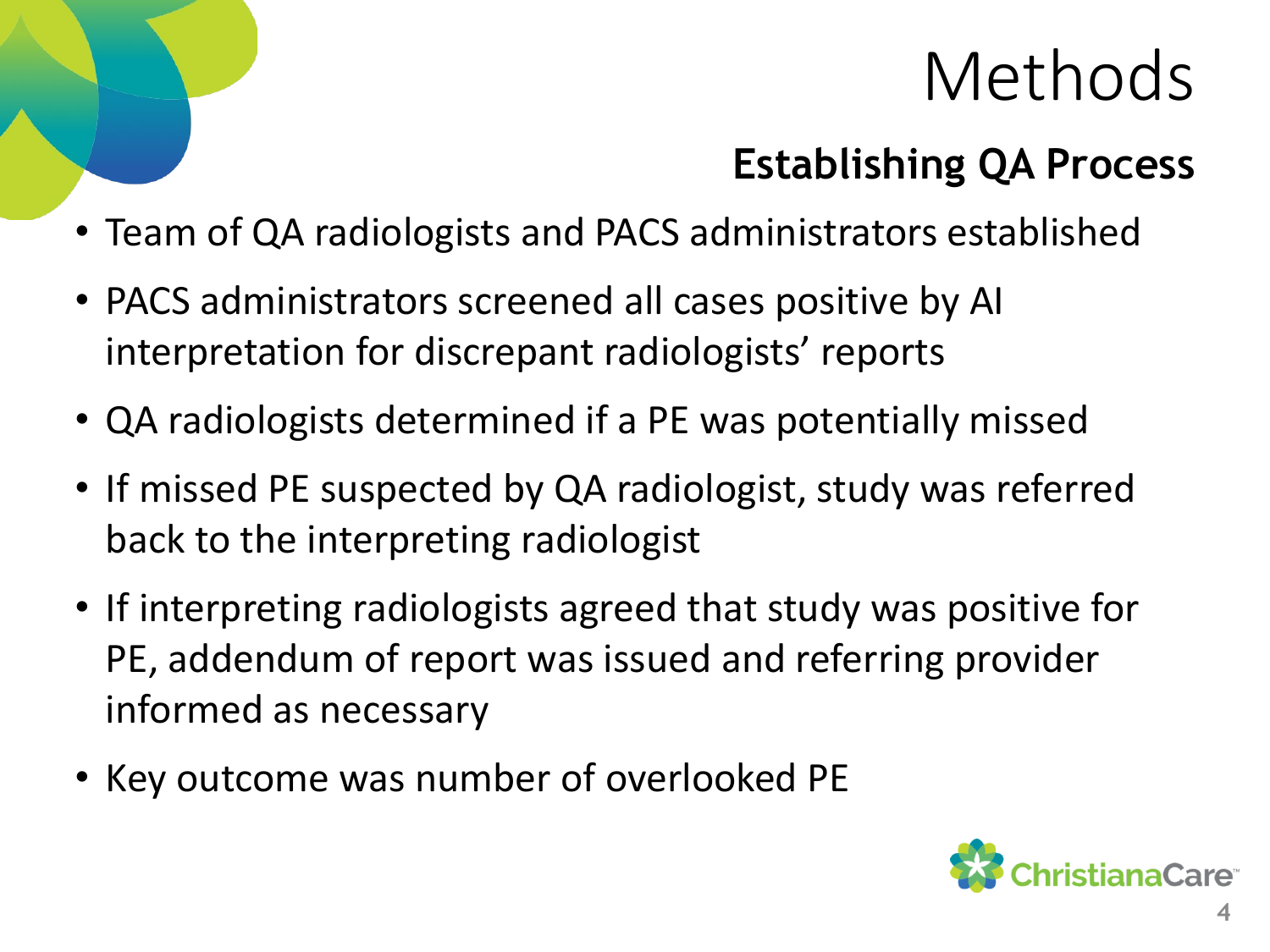# Methods

## Establishing QA Process

- Team of QA radiologists and PACS administrators established
- PACS administrators screened all cases positive by AI interpretation for discrepant radiologists' reports
- QA radiologists determined if a PE was potentially missed
- If missed PE suspected by QA radiologist, study was referred back to the interpreting radiologist
- If interpreting radiologists agreed that study was positive for PE, addendum of report was issued and referring provider informed as necessary
- Key outcome was number of overlooked PE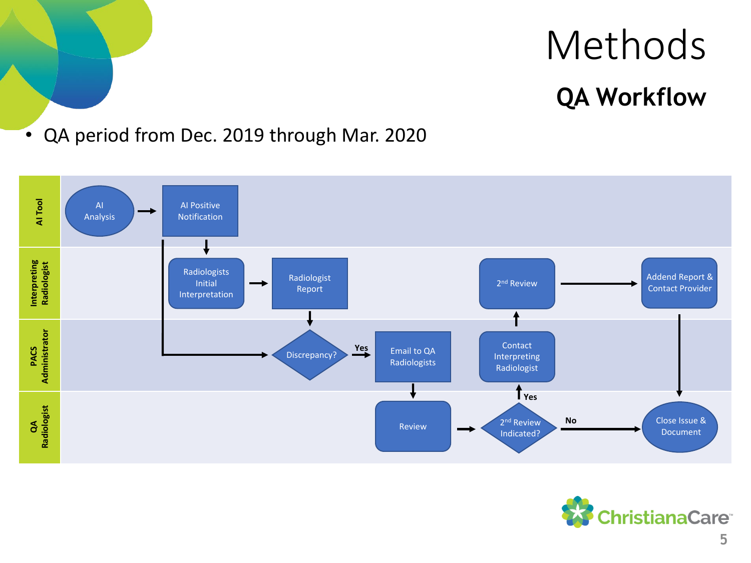# Methods

## QA Workflow

- QA period from Dec. 2019 through Mar. 2020

AI Tool

Interpreting Radiologist

PACS Administrator

QA Radiologist

AI Analysis

AI Positive Notification

Radiologists Initial Interpretation

Radiologist Report

Discrepancy?

Yes

Email to QA Radiologists

Review

2nd Review Indicated?

Yes

No

Contact Interpreting Radiologist

2nd Review

Addend Report & Contact Provider

Close Issue & Document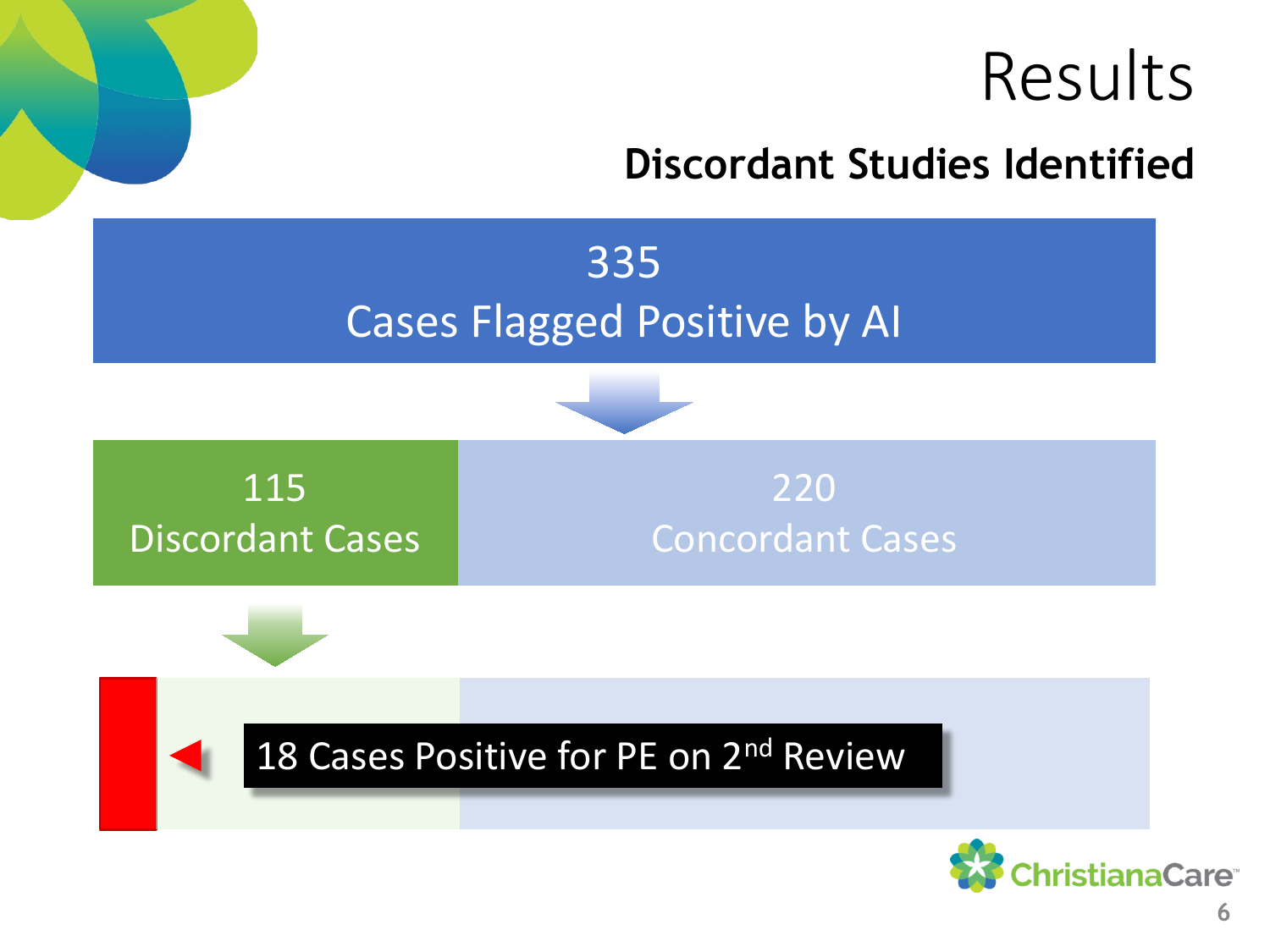# Results

## Discordant Studies Identified

335
Cases Flagged Positive by AI

115
Discordant Cases

220
Concordant Cases

18 Cases Positive for PE on 2nd Review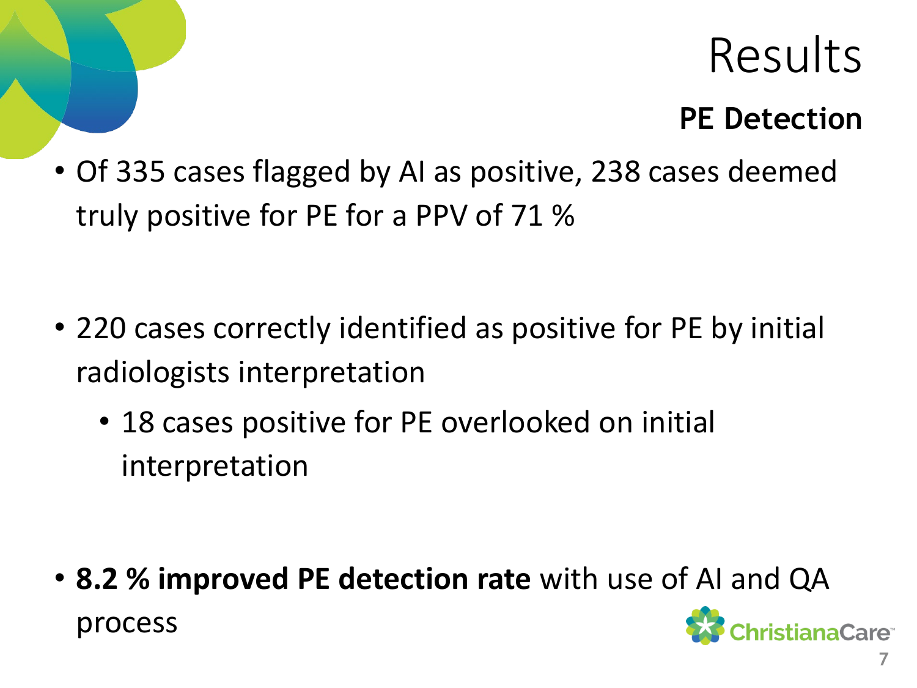# Results

## PE Detection

- Of 335 cases flagged by AI as positive, 238 cases deemed truly positive for PE for a PPV of 71 %

- 220 cases correctly identified as positive for PE by initial radiologists interpretation
  - 18 cases positive for PE overlooked on initial interpretation

- **8.2 % improved PE detection rate** with use of AI and QA process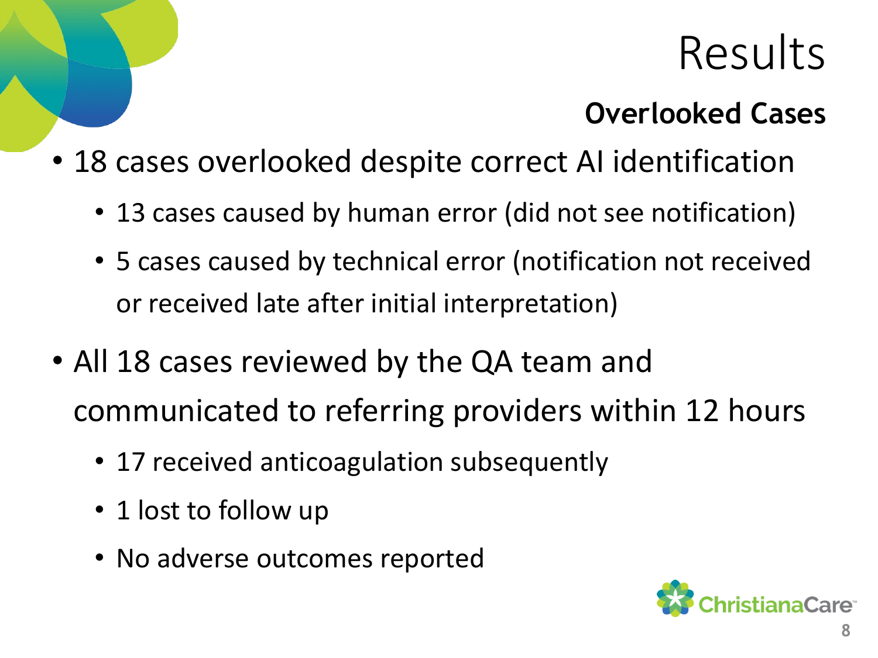# Results

## Overlooked Cases

- 18 cases overlooked despite correct AI identification
  - 13 cases caused by human error (did not see notification)
  - 5 cases caused by technical error (notification not received or received late after initial interpretation)
- All 18 cases reviewed by the QA team and communicated to referring providers within 12 hours
  - 17 received anticoagulation subsequently
  - 1 lost to follow up
  - No adverse outcomes reported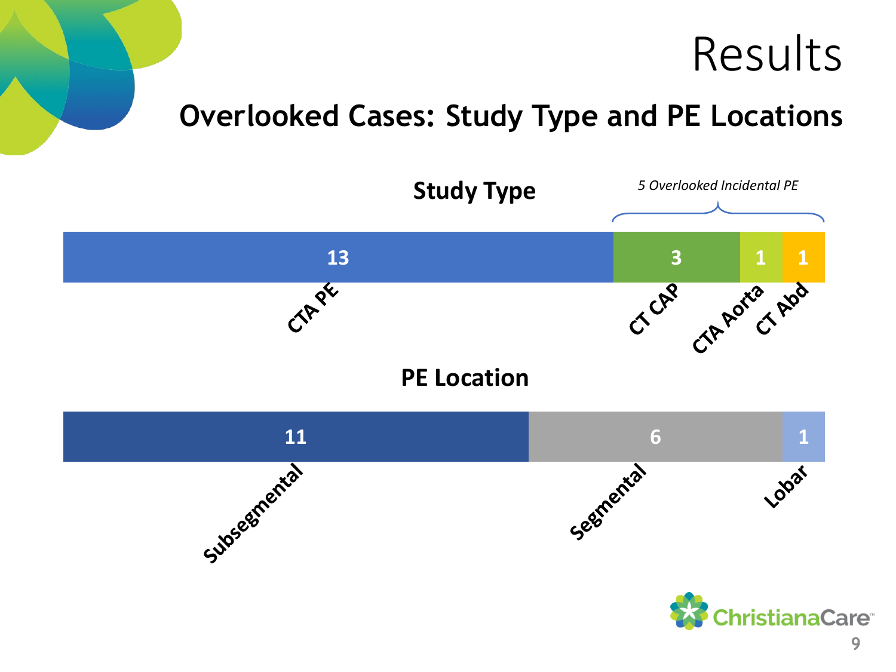# Results

## Overlooked Cases: Study Type and PE Locations

**Study Type**

*5 Overlooked Incidental PE*

13
3
1
1

CTA PE
CT CAP
CTA Aorta
CT Abd

**PE Location**

11
6
1

Subsegmental
Segmental
Lobar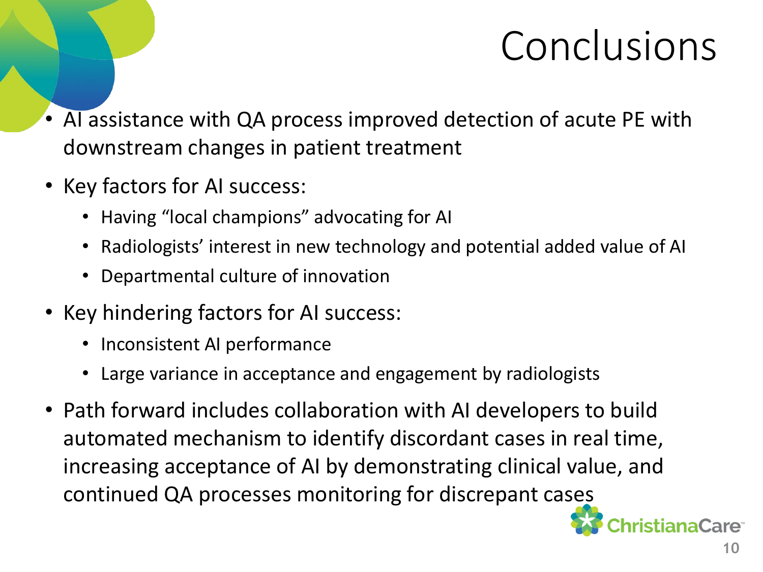# Conclusions

- AI assistance with QA process improved detection of acute PE with downstream changes in patient treatment
- Key factors for AI success:
  - Having "local champions" advocating for AI
  - Radiologists' interest in new technology and potential added value of AI
  - Departmental culture of innovation
- Key hindering factors for AI success:
  - Inconsistent AI performance
  - Large variance in acceptance and engagement by radiologists
- Path forward includes collaboration with AI developers to build automated mechanism to identify discordant cases in real time, increasing acceptance of AI by demonstrating clinical value, and continued QA processes monitoring for discrepant cases